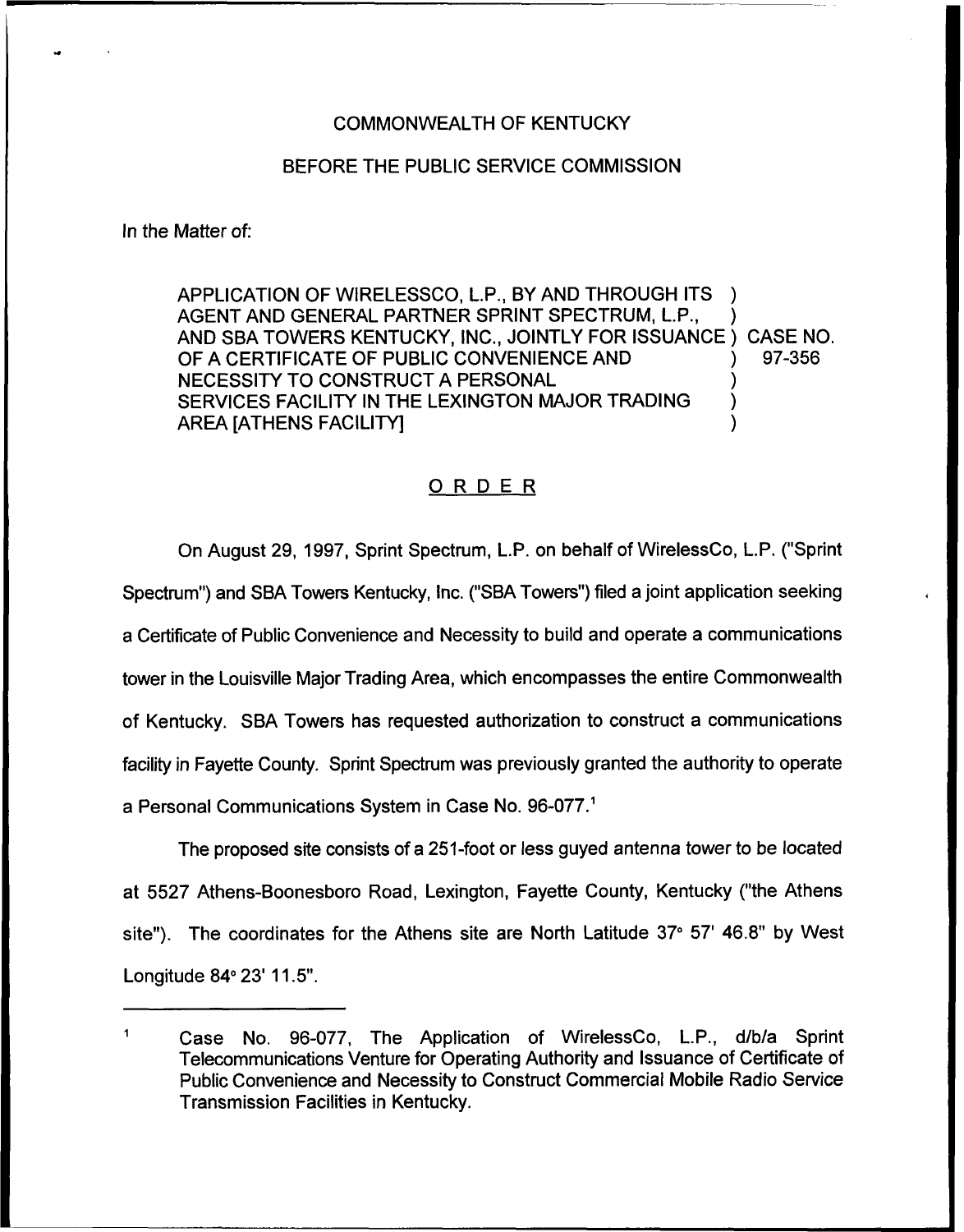COMMONWEALTH OF KENTUCKY

BEFORE THE PUBLIC SERVICE COMMISSION

In the Matter of:

APPLICATION OF WIRELESSCO, L.P., BY AND THROUGH ITS AGENT AND GENERAL PARTNER SPRINT SPECTRUM, L.P., AND SBA TOWERS KENTUCKY, INC., JOINTLY FOR ISSUANCE OF A CERTIFICATE OF PUBLIC CONVENIENCE AND NECESSITY TO CONSTRUCT A PERSONAL SERVICES FACILITY IN THE LEXINGTON MAJOR TRADING AREA [ATHENS FACILITY] ) CASE NO. 97-356

## O R D E R

On August 29, 1997, Sprint Spectrum, L.P. on behalf of WirelessCo, L.P. ("Sprint Spectrum") and SBA Towers Kentucky, Inc. ("SBA Towers") filed a joint application seeking a Certificate of Public Convenience and Necessity to build and operate a communications tower in the Louisville Major Trading Area, which encompasses the entire Commonwealth of Kentucky. SBA Towers has requested authorization to construct a communications facility in Fayette County. Sprint Spectrum was previously granted the authority to operate a Personal Communications System in Case No. 96-077.[1]

The proposed site consists of a 251-foot or less guyed antenna tower to be located at 5527 Athens-Boonesboro Road, Lexington, Fayette County, Kentucky ("the Athens site"). The coordinates for the Athens site are North Latitude 37° 57' 46.8" by West Longitude 84° 23' 11.5".

---

[1] Case No. 96-077, The Application of WirelessCo, L.P., d/b/a Sprint Telecommunications Venture for Operating Authority and Issuance of Certificate of Public Convenience and Necessity to Construct Commercial Mobile Radio Service Transmission Facilities in Kentucky.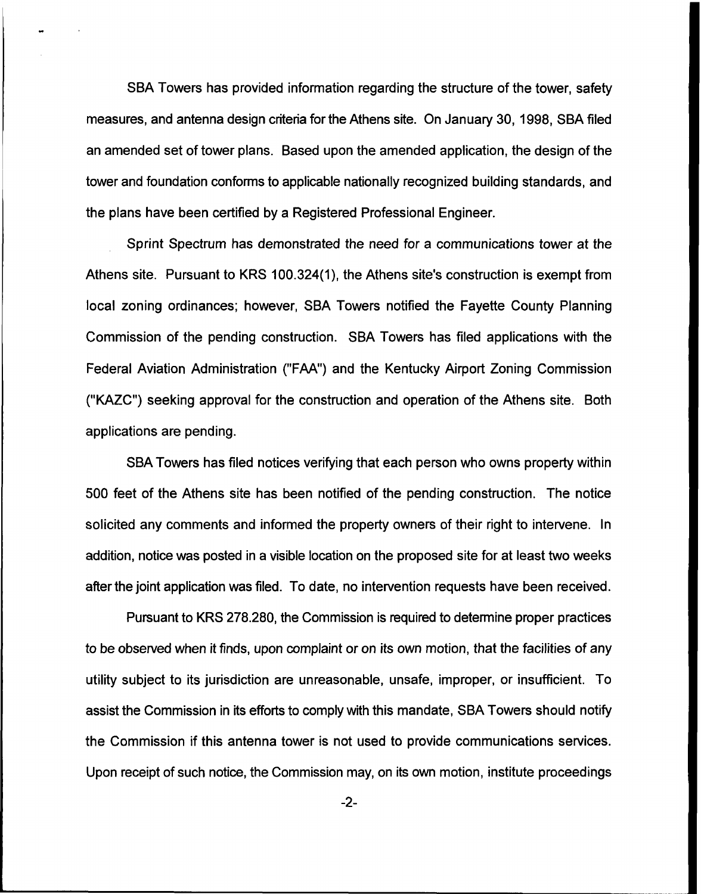SBA Towers has provided information regarding the structure of the tower, safety measures, and antenna design criteria for the Athens site. On January 30, 1998, SBA filed an amended set of tower plans. Based upon the amended application, the design of the tower and foundation conforms to applicable nationally recognized building standards, and the plans have been certified by a Registered Professional Engineer.

Sprint Spectrum has demonstrated the need for a communications tower at the Athens site. Pursuant to KRS 100.324(1), the Athens site's construction is exempt from local zoning ordinances; however, SBA Towers notified the Fayette County Planning Commission of the pending construction. SBA Towers has filed applications with the Federal Aviation Administration ("FAA") and the Kentucky Airport Zoning Commission ("KAZC") seeking approval for the construction and operation of the Athens site. Both applications are pending.

SBA Towers has filed notices verifying that each person who owns property within 500 feet of the Athens site has been notified of the pending construction. The notice solicited any comments and informed the property owners of their right to intervene. In addition, notice was posted in a visible location on the proposed site for at least two weeks after the joint application was filed. To date, no intervention requests have been received.

Pursuant to KRS 278.280, the Commission is required to determine proper practices to be observed when it finds, upon complaint or on its own motion, that the facilities of any utility subject to its jurisdiction are unreasonable, unsafe, improper, or insufficient. To assist the Commission in its efforts to comply with this mandate, SBA Towers should notify the Commission if this antenna tower is not used to provide communications services. Upon receipt of such notice, the Commission may, on its own motion, institute proceedings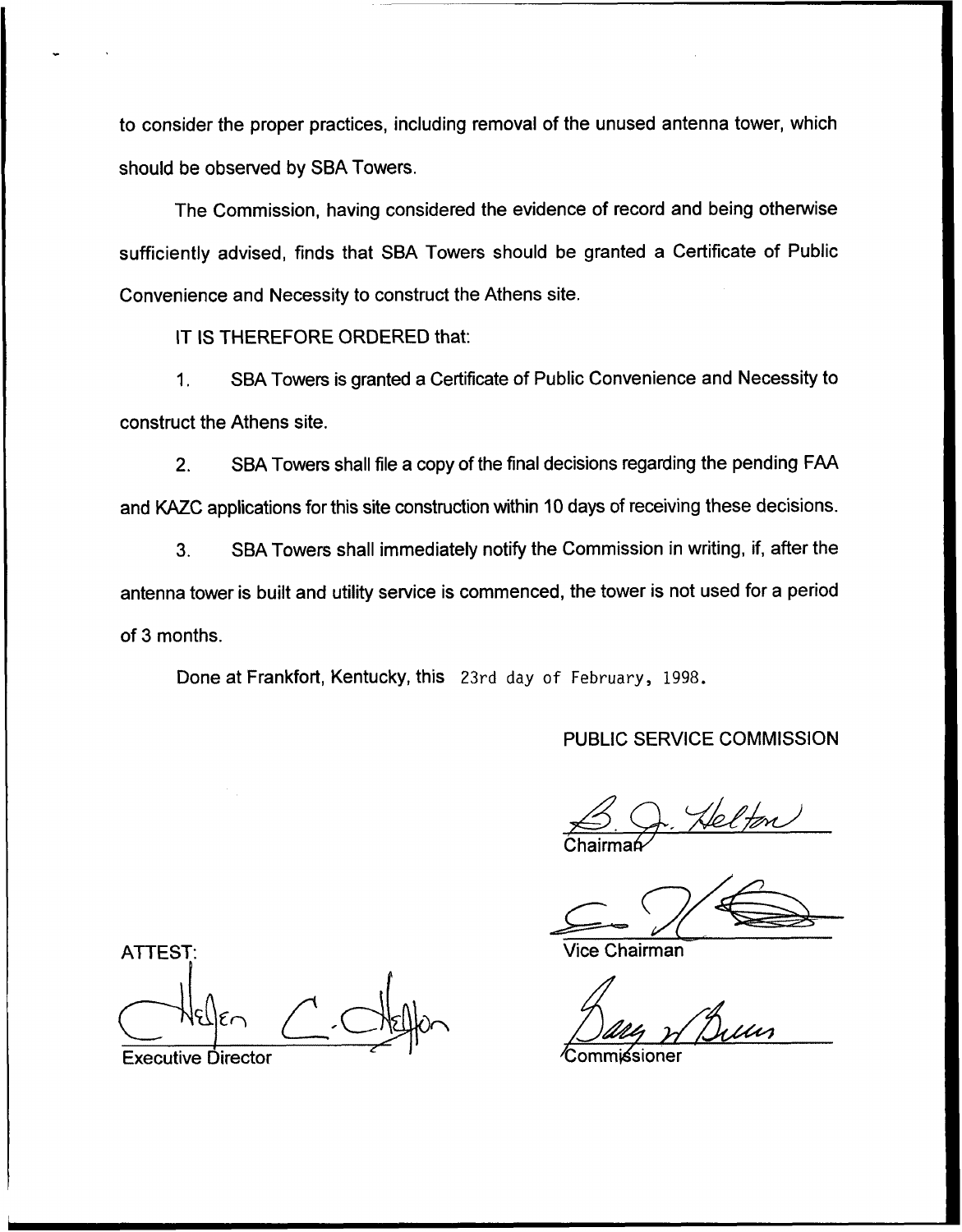to consider the proper practices, including removal of the unused antenna tower, which should be observed by SBA Towers.

The Commission, having considered the evidence of record and being otherwise sufficiently advised, finds that SBA Towers should be granted a Certificate of Public Convenience and Necessity to construct the Athens site.

IT IS THEREFORE ORDERED that:

1. SBA Towers is granted a Certificate of Public Convenience and Necessity to construct the Athens site.

2. SBA Towers shall file a copy of the final decisions regarding the pending FAA and KAZC applications for this site construction within 10 days of receiving these decisions.

3. SBA Towers shall immediately notify the Commission in writing, if, after the antenna tower is built and utility service is commenced, the tower is not used for a period of 3 months.

Done at Frankfort, Kentucky, this 23rd day of February, 1998.

PUBLIC SERVICE COMMISSION

Chairman

Vice Chairman

Commissioner

ATTEST:

Executive Director